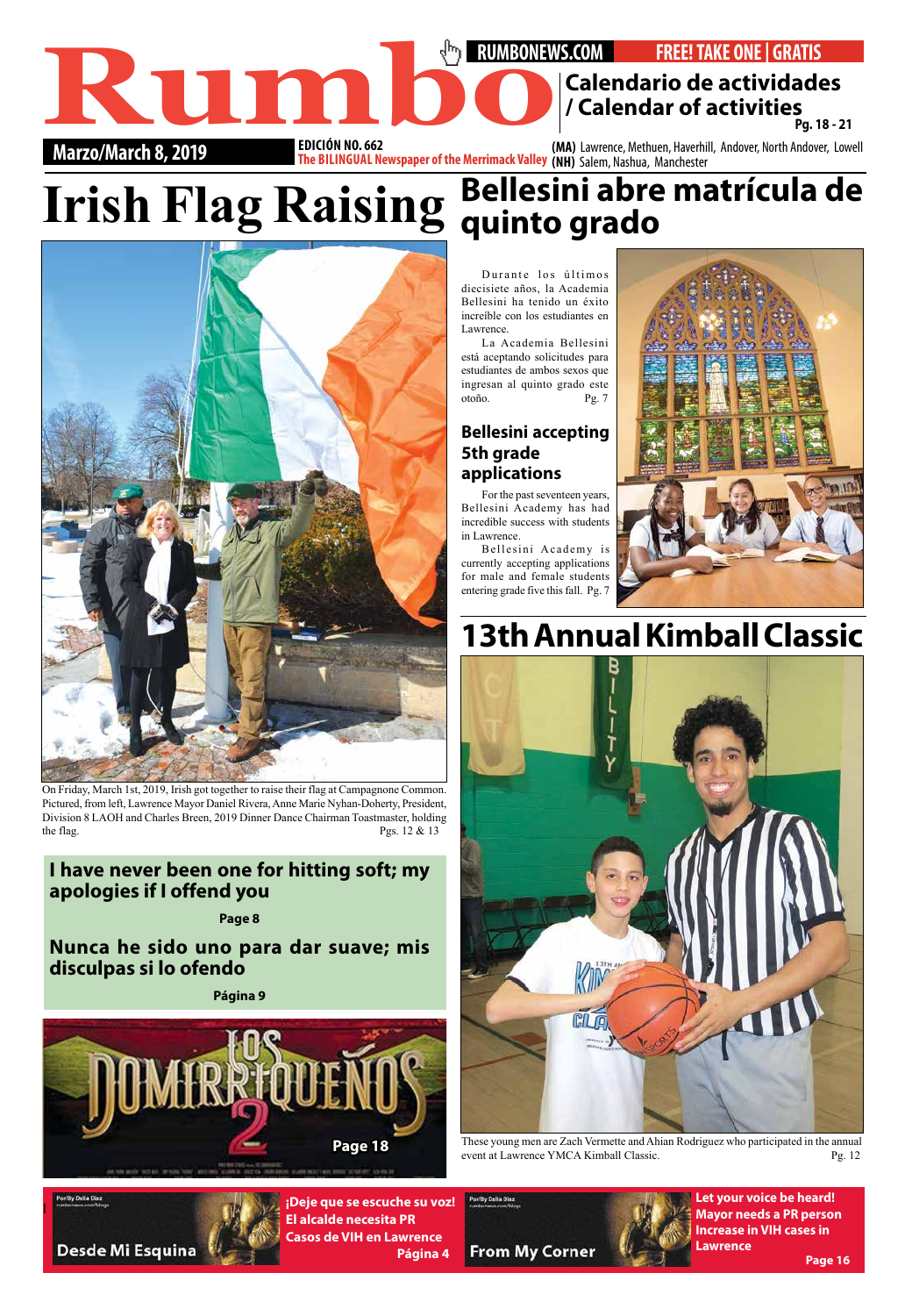# Rumbo

RUMBONEWS.COM FREE! TAKE ONE | GRATIS

Calendario de actividades / Calendar of activities Pg. 18 - 21

Marzo/March 8, 2019

EDICIÓN NO. 662
The BILINGUAL Newspaper of the Merrimack Valley

(MA) Lawrence, Methuen, Haverhill, Andover, North Andover, Lowell
(NH) Salem, Nashua, Manchester

# Irish Flag Raising

On Friday, March 1st, 2019, Irish got together to raise their flag at Campagnone Common. Pictured, from left, Lawrence Mayor Daniel Rivera, Anne Marie Nyhan-Doherty, President, Division 8 LAOH and Charles Breen, 2019 Dinner Dance Chairman Toastmaster, holding the flag. Pgs. 12 & 13

# Bellesini abre matrícula de quinto grado

Durante los últimos diecisiete años, la Academia Bellesini ha tenido un éxito increíble con los estudiantes en Lawrence.

La Academia Bellesini está aceptando solicitudes para estudiantes de ambos sexos que ingresan al quinto grado este otoño. Pg. 7

## Bellesini accepting 5th grade applications

For the past seventeen years, Bellesini Academy has had incredible success with students in Lawrence.

Bellesini Academy is currently accepting applications for male and female students entering grade five this fall. Pg. 7

# 13th Annual Kimball Classic

These young men are Zach Vermette and Ahian Rodriguez who participated in the annual event at Lawrence YMCA Kimball Classic. Pg. 12

**I have never been one for hitting soft; my apologies if I offend you**

Page 8

**Nunca he sido uno para dar suave; mis disculpas si lo ofendo**

Página 9

LOS DOMIRRIQUEÑOS 2 — Page 18

Desde Mi Esquina — Por/By Dalia Díaz

**¡Deje que se escuche su voz! El alcalde necesita PR Casos de VIH en Lawrence** Página 4

From My Corner — Por/By Dalia Díaz

**Let your voice be heard! Mayor needs a PR person Increase in VIH cases in Lawrence** Page 16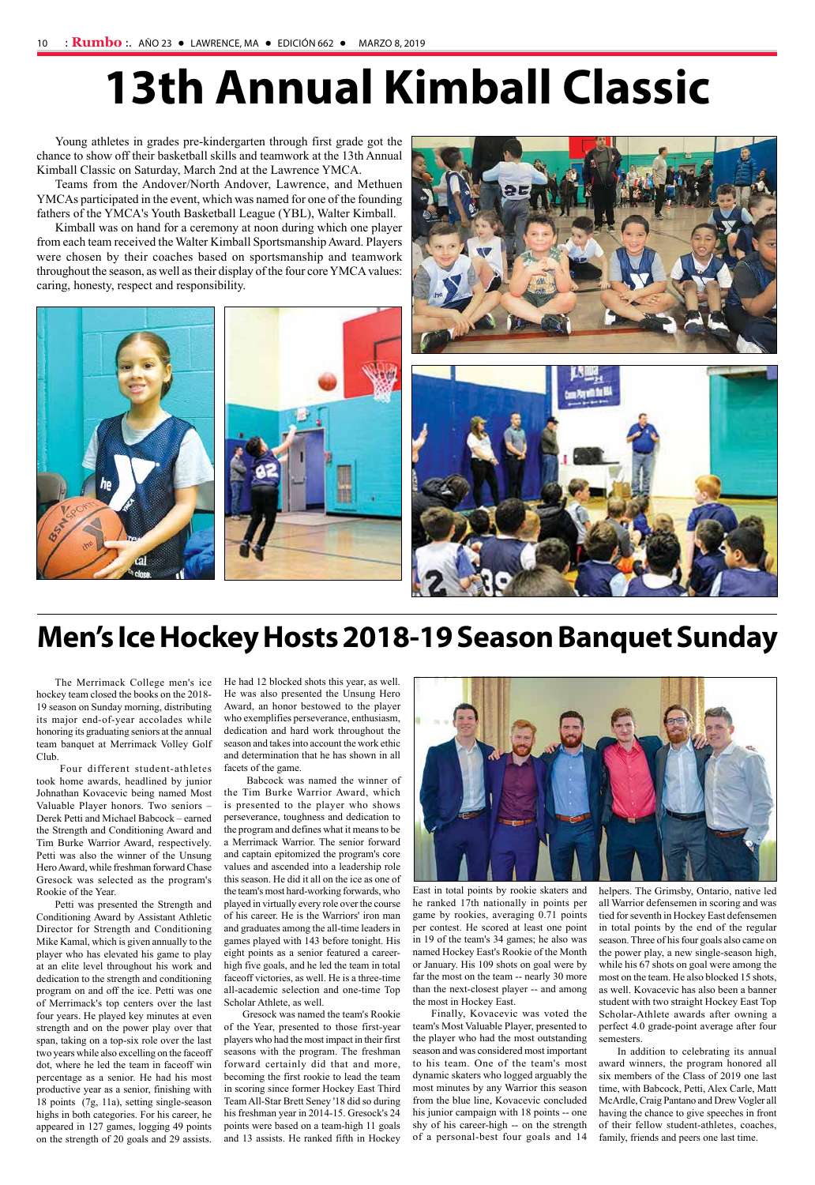# 13th Annual Kimball Classic

Young athletes in grades pre-kindergarten through first grade got the chance to show off their basketball skills and teamwork at the 13th Annual Kimball Classic on Saturday, March 2nd at the Lawrence YMCA.

Teams from the Andover/North Andover, Lawrence, and Methuen YMCAs participated in the event, which was named for one of the founding fathers of the YMCA's Youth Basketball League (YBL), Walter Kimball.

Kimball was on hand for a ceremony at noon during which one player from each team received the Walter Kimball Sportsmanship Award. Players were chosen by their coaches based on sportsmanship and teamwork throughout the season, as well as their display of the four core YMCA values: caring, honesty, respect and responsibility.

# Men's Ice Hockey Hosts 2018-19 Season Banquet Sunday

The Merrimack College men's ice hockey team closed the books on the 2018-19 season on Sunday morning, distributing its major end-of-year accolades while honoring its graduating seniors at the annual team banquet at Merrimack Volley Golf Club.

Four different student-athletes took home awards, headlined by junior Johnathan Kovacevic being named Most Valuable Player honors. Two seniors – Derek Petti and Michael Babcock – earned the Strength and Conditioning Award and Tim Burke Warrior Award, respectively. Petti was also the winner of the Unsung Hero Award, while freshman forward Chase Gresock was selected as the program's Rookie of the Year.

Petti was presented the Strength and Conditioning Award by Assistant Athletic Director for Strength and Conditioning Mike Kamal, which is given annually to the player who has elevated his game to play at an elite level throughout his work and dedication to the strength and conditioning program on and off the ice. Petti was one of Merrimack's top centers over the last four years. He played key minutes at even strength and on the power play over that span, taking on a top-six role over the last two years while also excelling on the faceoff dot, where he led the team in faceoff win percentage as a senior. He had his most productive year as a senior, finishing with 18 points (7g, 11a), setting single-season highs in both categories. For his career, he appeared in 127 games, logging 49 points on the strength of 20 goals and 29 assists. He had 12 blocked shots this year, as well. He was also presented the Unsung Hero Award, an honor bestowed to the player who exemplifies perseverance, enthusiasm, dedication and hard work throughout the season and takes into account the work ethic and determination that he has shown in all facets of the game.

Babcock was named the winner of the Tim Burke Warrior Award, which is presented to the player who shows perseverance, toughness and dedication to the program and defines what it means to be a Merrimack Warrior. The senior forward and captain epitomized the program's core values and ascended into a leadership role this season. He did it all on the ice as one of the team's most hard-working forwards, who played in virtually every role over the course of his career. He is the Warriors' iron man and graduates among the all-time leaders in games played with 143 before tonight. His eight points as a senior featured a career-high five goals, and he led the team in total faceoff victories, as well. He is a three-time all-academic selection and one-time Top Scholar Athlete, as well.

Gresock was named the team's Rookie of the Year, presented to those first-year players who had the most impact in their first seasons with the program. The freshman forward certainly did that and more, becoming the first rookie to lead the team in scoring since former Hockey East Third Team All-Star Brett Seney '18 did so during his freshman year in 2014-15. Gresock's 24 points were based on a team-high 11 goals and 13 assists. He ranked fifth in Hockey East in total points by rookie skaters and he ranked 17th nationally in points per game by rookies, averaging 0.71 points per contest. He scored at least one point in 19 of the team's 34 games; he also was named Hockey East's Rookie of the Month for January. His 109 shots on goal were by far the most on the team -- nearly 30 more than the next-closest player -- and among the most in Hockey East.

Finally, Kovacevic was voted the team's Most Valuable Player, presented to the player who had the most outstanding season and was considered most important to his team. One of the team's most dynamic skaters who logged arguably the most minutes by any Warrior this season from the blue line, Kovacevic concluded his junior campaign with 18 points -- one shy of his career-high -- on the strength of a personal-best four goals and 14 helpers. The Grimsby, Ontario, native led all Warrior defensemen in scoring and was tied for seventh in Hockey East defensemen in total points by the end of the regular season. Three of his four goals also came on the power play, a new single-season high, while his 67 shots on goal were among the most on the team. He also blocked 15 shots, as well. Kovacevic has also been a banner student with two straight Hockey East Top Scholar-Athlete awards after owning a perfect 4.0 grade-point average after four semesters.

In addition to celebrating its annual award winners, the program honored all six members of the Class of 2019 one last time, with Babcock, Petti, Alex Carle, Matt McArdle, Craig Pantano and Drew Vogler all having the chance to give speeches in front of their fellow student-athletes, coaches, family, friends and peers one last time.